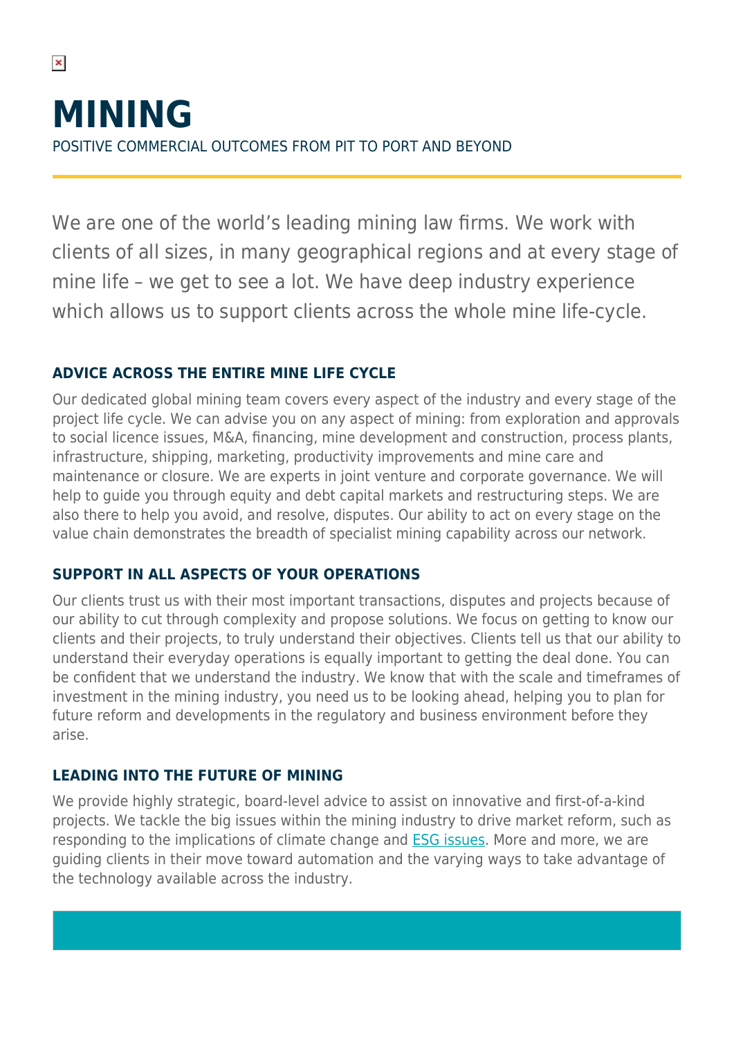# MINING

POSITIVE COMMERCIAL OUTCOMES FROM PIT TO PORT AND BEYOND

We are one of the world's leading mining law firms. We work with clients of all sizes, in many geographical regions and at every stage of mine life – we get to see a lot. We have deep industry experience which allows us to support clients across the whole mine life-cycle.

### ADVICE ACROSS THE ENTIRE MINE LIFE CYCLE

Our dedicated global mining team covers every aspect of the industry and every stage of the project life cycle. We can advise you on any aspect of mining: from exploration and approvals to social licence issues, M&A, financing, mine development and construction, process plants, infrastructure, shipping, marketing, productivity improvements and mine care and maintenance or closure. We are experts in joint venture and corporate governance. We will help to guide you through equity and debt capital markets and restructuring steps. We are also there to help you avoid, and resolve, disputes. Our ability to act on every stage on the value chain demonstrates the breadth of specialist mining capability across our network.

### SUPPORT IN ALL ASPECTS OF YOUR OPERATIONS

Our clients trust us with their most important transactions, disputes and projects because of our ability to cut through complexity and propose solutions. We focus on getting to know our clients and their projects, to truly understand their objectives. Clients tell us that our ability to understand their everyday operations is equally important to getting the deal done. You can be confident that we understand the industry. We know that with the scale and timeframes of investment in the mining industry, you need us to be looking ahead, helping you to plan for future reform and developments in the regulatory and business environment before they arise.

### LEADING INTO THE FUTURE OF MINING

We provide highly strategic, board-level advice to assist on innovative and first-of-a-kind projects. We tackle the big issues within the mining industry to drive market reform, such as responding to the implications of climate change and ESG issues. More and more, we are guiding clients in their move toward automation and the varying ways to take advantage of the technology available across the industry.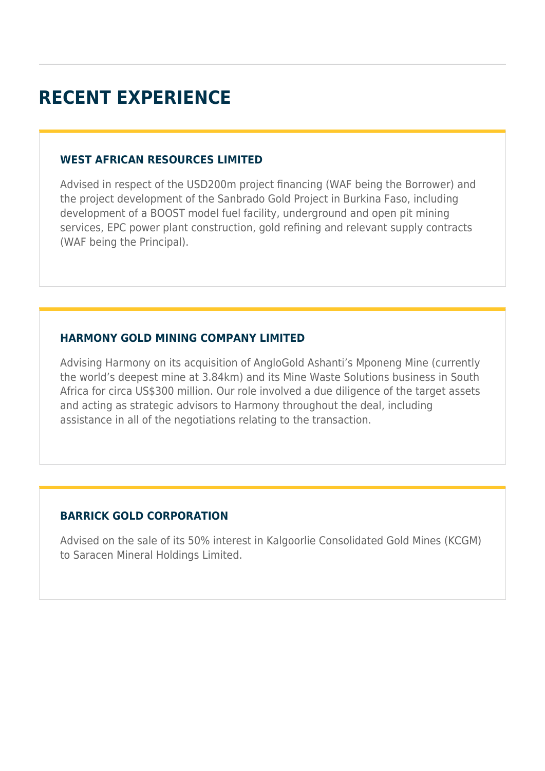# RECENT EXPERIENCE

### WEST AFRICAN RESOURCES LIMITED

Advised in respect of the USD200m project financing (WAF being the Borrower) and the project development of the Sanbrado Gold Project in Burkina Faso, including development of a BOOST model fuel facility, underground and open pit mining services, EPC power plant construction, gold refining and relevant supply contracts (WAF being the Principal).

### HARMONY GOLD MINING COMPANY LIMITED

Advising Harmony on its acquisition of AngloGold Ashanti's Mponeng Mine (currently the world's deepest mine at 3.84km) and its Mine Waste Solutions business in South Africa for circa US$300 million. Our role involved a due diligence of the target assets and acting as strategic advisors to Harmony throughout the deal, including assistance in all of the negotiations relating to the transaction.

### BARRICK GOLD CORPORATION

Advised on the sale of its 50% interest in Kalgoorlie Consolidated Gold Mines (KCGM) to Saracen Mineral Holdings Limited.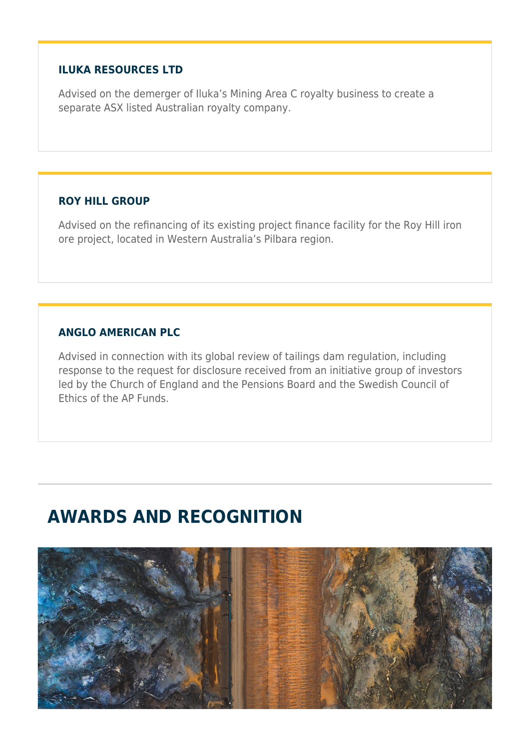### ILUKA RESOURCES LTD

Advised on the demerger of Iluka's Mining Area C royalty business to create a separate ASX listed Australian royalty company.

### ROY HILL GROUP

Advised on the refinancing of its existing project finance facility for the Roy Hill iron ore project, located in Western Australia's Pilbara region.

### ANGLO AMERICAN PLC

Advised in connection with its global review of tailings dam regulation, including response to the request for disclosure received from an initiative group of investors led by the Church of England and the Pensions Board and the Swedish Council of Ethics of the AP Funds.

## AWARDS AND RECOGNITION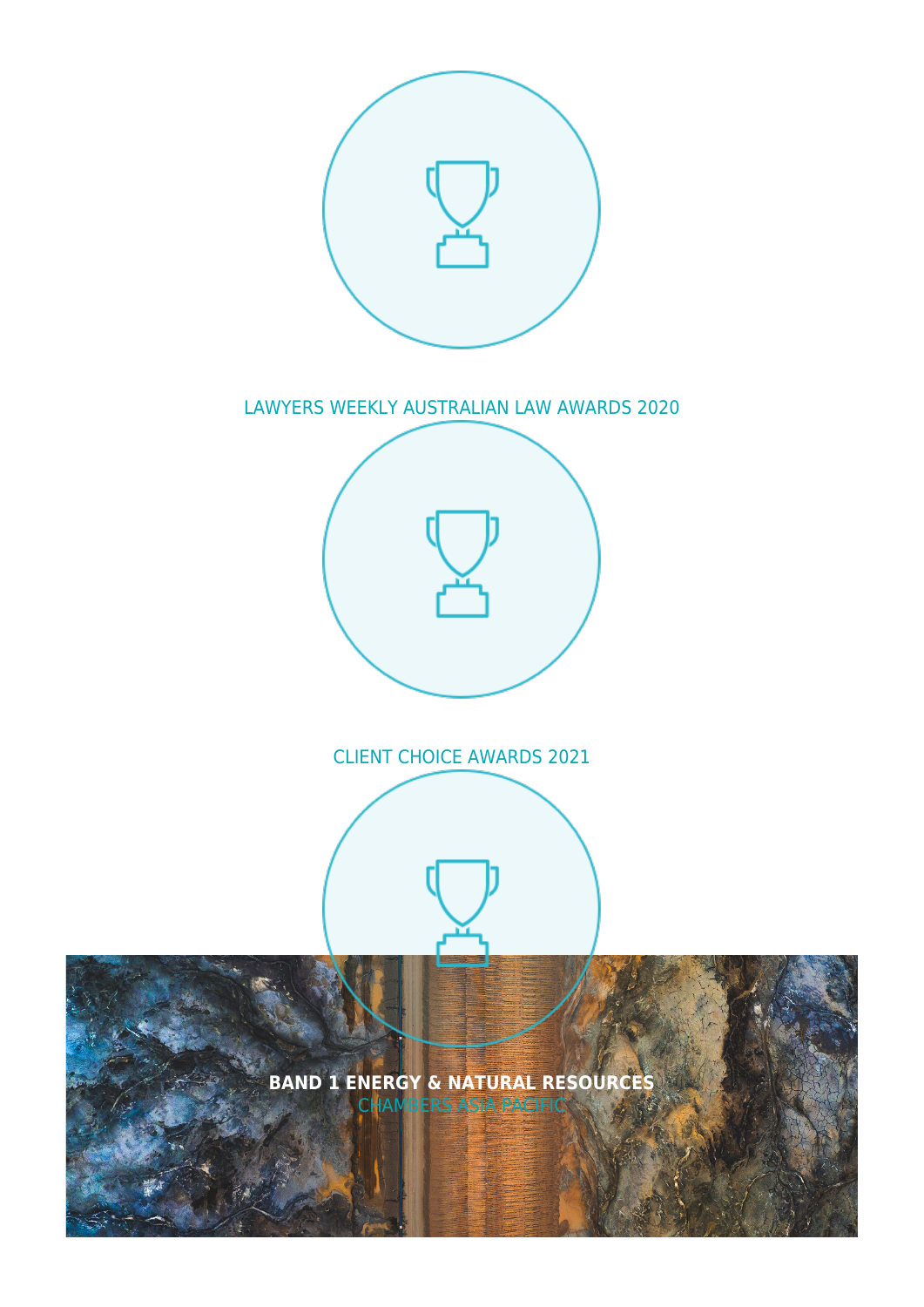LAWYERS WEEKLY AUSTRALIAN LAW AWARDS 2020

CLIENT CHOICE AWARDS 2021

**BAND 1 ENERGY & NATURAL RESOURCES**

CHAMBERS ASIA PACIFIC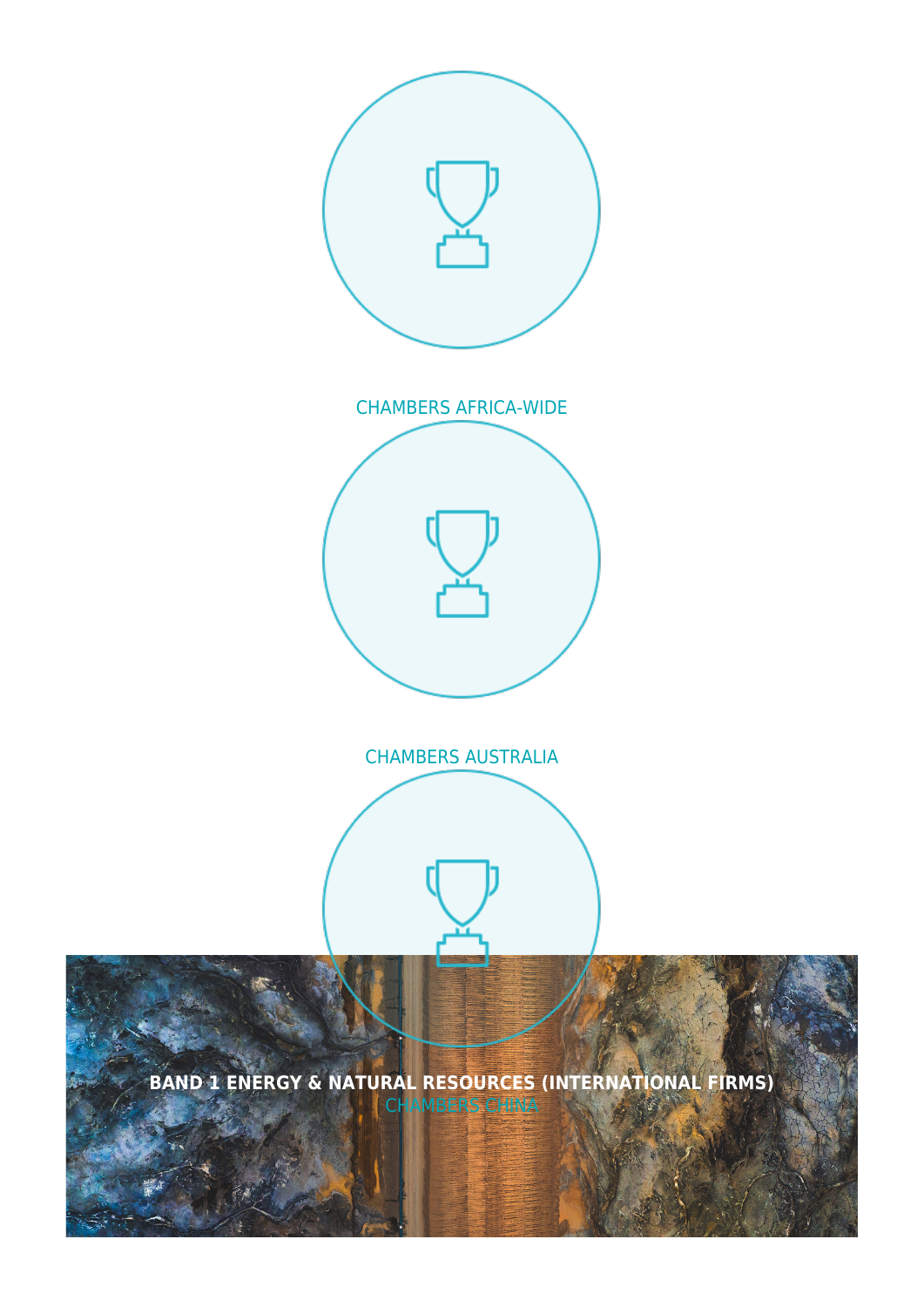CHAMBERS AFRICA-WIDE

CHAMBERS AUSTRALIA

**BAND 1 ENERGY & NATURAL RESOURCES (INTERNATIONAL FIRMS)**

CHAMBERS CHINA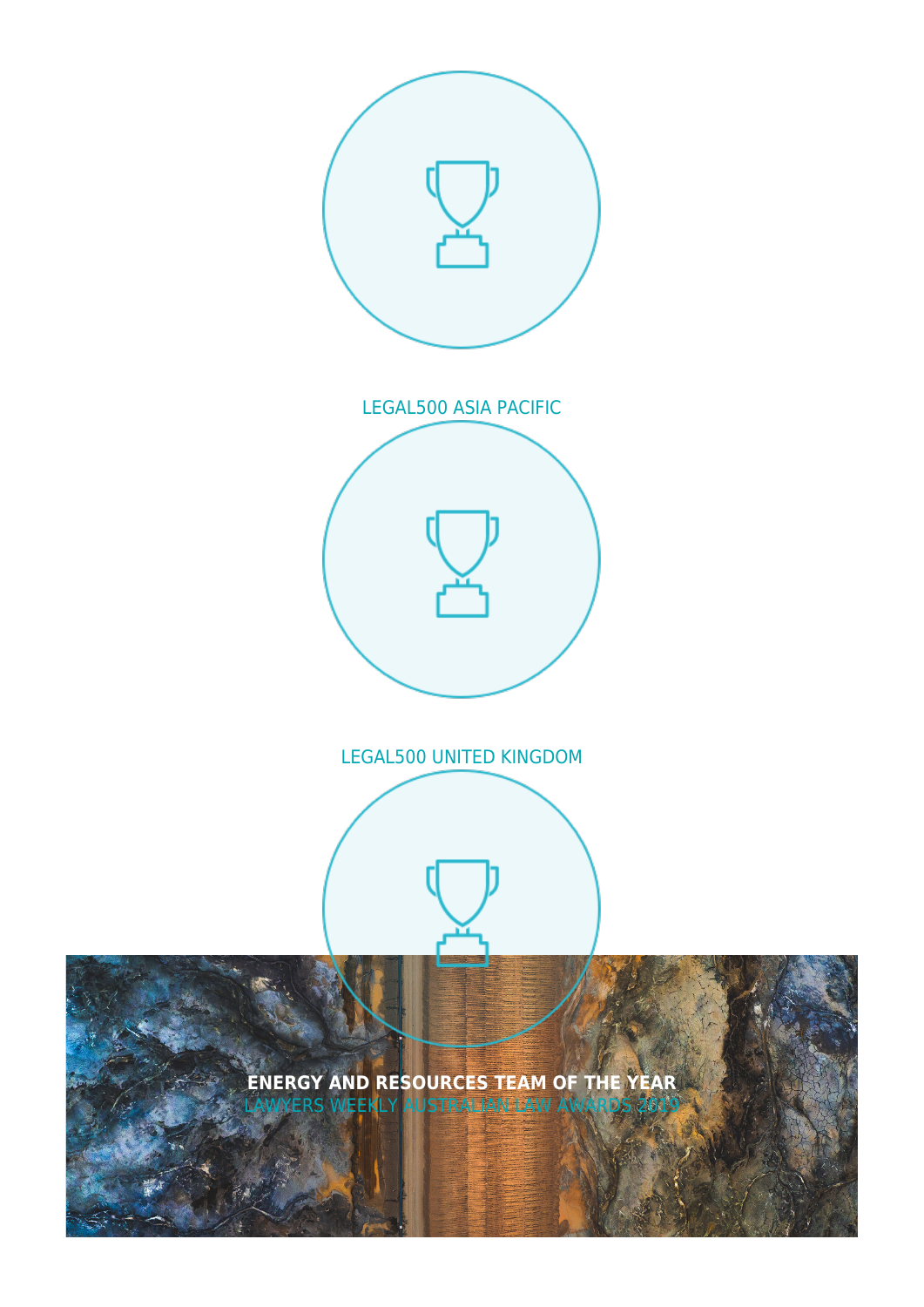LEGAL500 ASIA PACIFIC

LEGAL500 UNITED KINGDOM

**ENERGY AND RESOURCES TEAM OF THE YEAR**

LAWYERS WEEKLY AUSTRALIAN LAW AWARDS 2019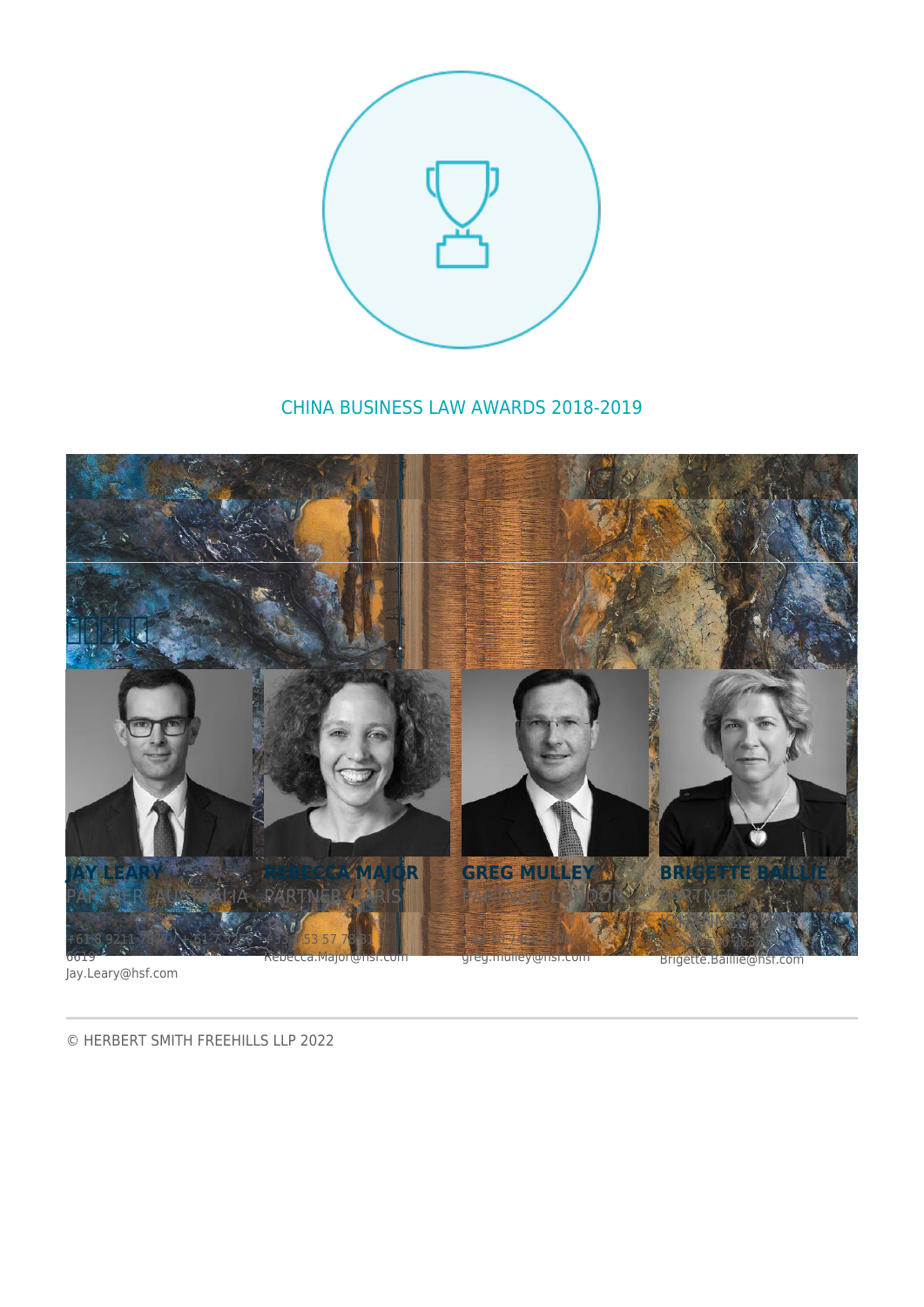CHINA BUSINESS LAW AWARDS 2018-2019

□□□□□

**JAY LEARY**
PARTNER, AUSTRALIA
+61 8 9211 7877 / +61 7 3258 6619
Jay.Leary@hsf.com

**REBECCA MAJOR**
PARTNER, PARIS
+33 1 53 57 78 31
Rebecca.Major@hsf.com

**GREG MULLEY**
PARTNER, LONDON
+44 20 7466 2433
greg.mulley@hsf.com

**BRIGETTE BAILLIE**
PARTNER, JOHANNESBURG
+27 10 500 2631
Brigette.Baillie@hsf.com

© HERBERT SMITH FREEHILLS LLP 2022